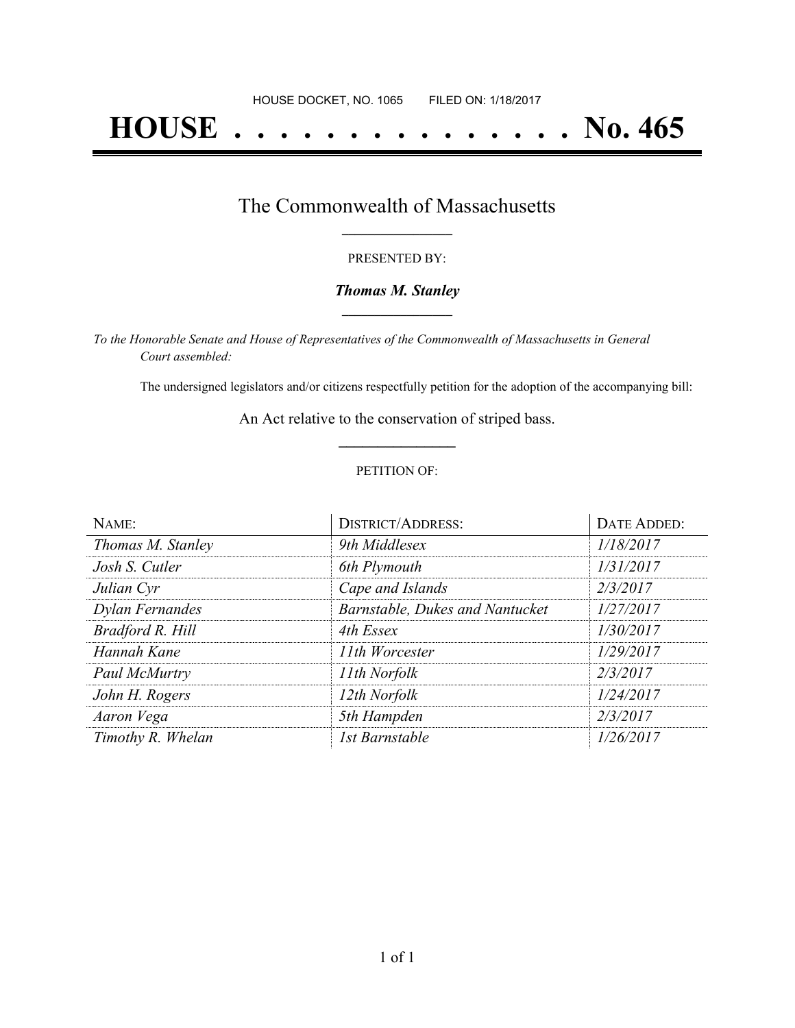HOUSE DOCKET, NO. 1065 FILED ON: 1/18/2017

# HOUSE . . . . . . . . . . . . . . . No. 465

## The Commonwealth of Massachusetts

PRESENTED BY:

***Thomas M. Stanley***

*To the Honorable Senate and House of Representatives of the Commonwealth of Massachusetts in General Court assembled:*

The undersigned legislators and/or citizens respectfully petition for the adoption of the accompanying bill:

An Act relative to the conservation of striped bass.

PETITION OF:

| NAME: | DISTRICT/ADDRESS: | DATE ADDED: |
| --- | --- | --- |
| *Thomas M. Stanley* | *9th Middlesex* | *1/18/2017* |
| *Josh S. Cutler* | *6th Plymouth* | *1/31/2017* |
| *Julian Cyr* | *Cape and Islands* | *2/3/2017* |
| *Dylan Fernandes* | *Barnstable, Dukes and Nantucket* | *1/27/2017* |
| *Bradford R. Hill* | *4th Essex* | *1/30/2017* |
| *Hannah Kane* | *11th Worcester* | *1/29/2017* |
| *Paul McMurtry* | *11th Norfolk* | *2/3/2017* |
| *John H. Rogers* | *12th Norfolk* | *1/24/2017* |
| *Aaron Vega* | *5th Hampden* | *2/3/2017* |
| *Timothy R. Whelan* | *1st Barnstable* | *1/26/2017* |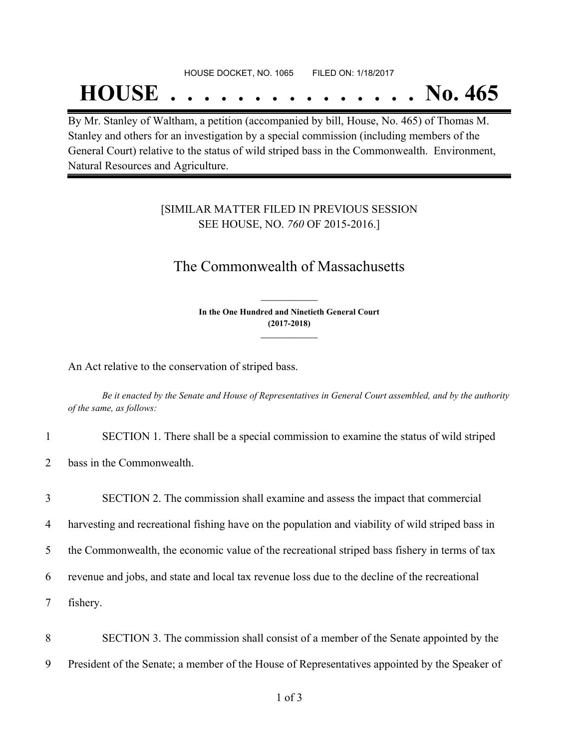HOUSE DOCKET, NO. 1065 FILED ON: 1/18/2017

# HOUSE . . . . . . . . . . . . . . . No. 465

By Mr. Stanley of Waltham, a petition (accompanied by bill, House, No. 465) of Thomas M. Stanley and others for an investigation by a special commission (including members of the General Court) relative to the status of wild striped bass in the Commonwealth. Environment, Natural Resources and Agriculture.

[SIMILAR MATTER FILED IN PREVIOUS SESSION SEE HOUSE, NO. *760* OF 2015-2016.]

## The Commonwealth of Massachusetts

**In the One Hundred and Ninetieth General Court (2017-2018)**

An Act relative to the conservation of striped bass.

*Be it enacted by the Senate and House of Representatives in General Court assembled, and by the authority of the same, as follows:*

1 SECTION 1. There shall be a special commission to examine the status of wild striped

2 bass in the Commonwealth.

3 SECTION 2. The commission shall examine and assess the impact that commercial

4 harvesting and recreational fishing have on the population and viability of wild striped bass in

5 the Commonwealth, the economic value of the recreational striped bass fishery in terms of tax

6 revenue and jobs, and state and local tax revenue loss due to the decline of the recreational

7 fishery.

8 SECTION 3. The commission shall consist of a member of the Senate appointed by the

9 President of the Senate; a member of the House of Representatives appointed by the Speaker of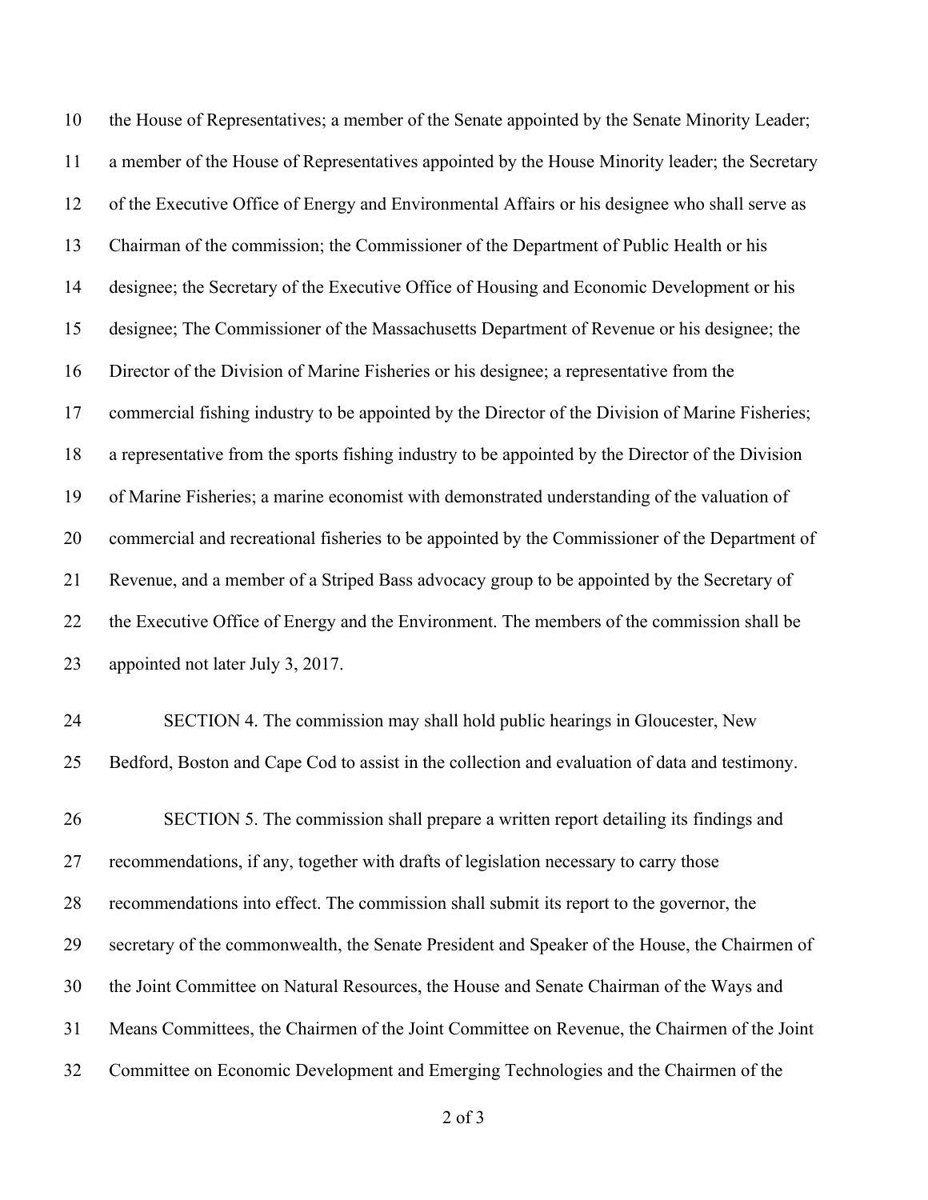the House of Representatives; a member of the Senate appointed by the Senate Minority Leader; a member of the House of Representatives appointed by the House Minority leader; the Secretary of the Executive Office of Energy and Environmental Affairs or his designee who shall serve as Chairman of the commission; the Commissioner of the Department of Public Health or his designee; the Secretary of the Executive Office of Housing and Economic Development or his designee; The Commissioner of the Massachusetts Department of Revenue or his designee; the Director of the Division of Marine Fisheries or his designee; a representative from the commercial fishing industry to be appointed by the Director of the Division of Marine Fisheries; a representative from the sports fishing industry to be appointed by the Director of the Division of Marine Fisheries; a marine economist with demonstrated understanding of the valuation of commercial and recreational fisheries to be appointed by the Commissioner of the Department of Revenue, and a member of a Striped Bass advocacy group to be appointed by the Secretary of the Executive Office of Energy and the Environment. The members of the commission shall be appointed not later July 3, 2017.

SECTION 4. The commission may shall hold public hearings in Gloucester, New Bedford, Boston and Cape Cod to assist in the collection and evaluation of data and testimony.

SECTION 5. The commission shall prepare a written report detailing its findings and recommendations, if any, together with drafts of legislation necessary to carry those recommendations into effect. The commission shall submit its report to the governor, the secretary of the commonwealth, the Senate President and Speaker of the House, the Chairmen of the Joint Committee on Natural Resources, the House and Senate Chairman of the Ways and Means Committees, the Chairmen of the Joint Committee on Revenue, the Chairmen of the Joint Committee on Economic Development and Emerging Technologies and the Chairmen of the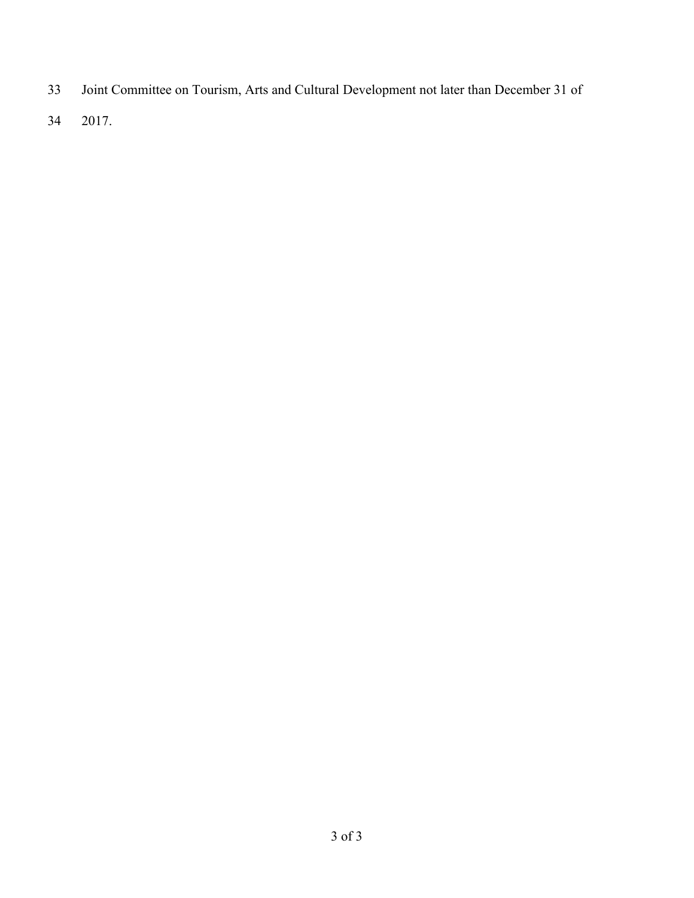33 Joint Committee on Tourism, Arts and Cultural Development not later than December 31 of

34 2017.